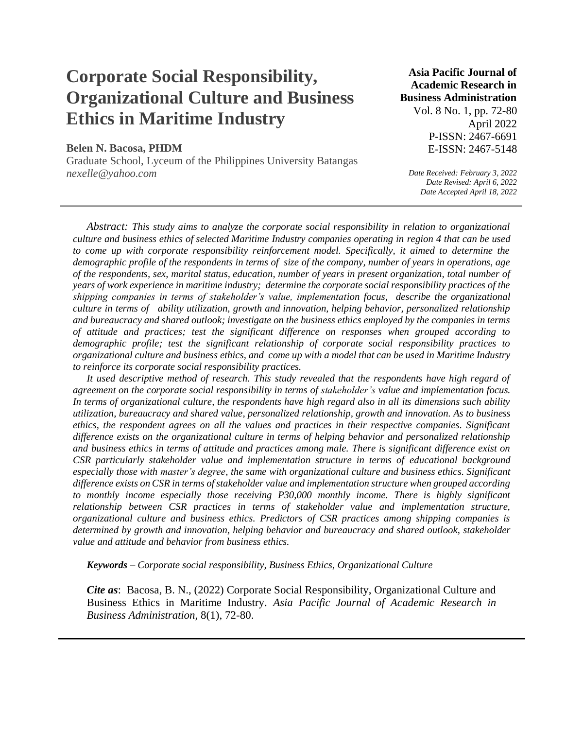# Corporate Social Responsibility, Organizational Culture and Business Ethics in Maritime Industry

**Asia Pacific Journal of Academic Research in Business Administration**
Vol. 8 No. 1, pp. 72-80
April 2022
P-ISSN: 2467-6691
E-ISSN: 2467-5148

**Belen N. Bacosa, PHDM**
Graduate School, Lyceum of the Philippines University Batangas
*nexelle@yahoo.com*

*Date Received: February 3, 2022*
*Date Revised: April 6, 2022*
*Date Accepted April 18, 2022*

---

*Abstract: This study aims to analyze the corporate social responsibility in relation to organizational culture and business ethics of selected Maritime Industry companies operating in region 4 that can be used to come up with corporate responsibility reinforcement model. Specifically, it aimed to determine the demographic profile of the respondents in terms of size of the company, number of years in operations, age of the respondents, sex, marital status, education, number of years in present organization, total number of years of work experience in maritime industry; determine the corporate social responsibility practices of the shipping companies in terms of stakeholder's value, implementation focus, describe the organizational culture in terms of ability utilization, growth and innovation, helping behavior, personalized relationship and bureaucracy and shared outlook; investigate on the business ethics employed by the companies in terms of attitude and practices; test the significant difference on responses when grouped according to demographic profile; test the significant relationship of corporate social responsibility practices to organizational culture and business ethics, and come up with a model that can be used in Maritime Industry to reinforce its corporate social responsibility practices.*

*It used descriptive method of research. This study revealed that the respondents have high regard of agreement on the corporate social responsibility in terms of stakeholder's value and implementation focus. In terms of organizational culture, the respondents have high regard also in all its dimensions such ability utilization, bureaucracy and shared value, personalized relationship, growth and innovation. As to business ethics, the respondent agrees on all the values and practices in their respective companies. Significant difference exists on the organizational culture in terms of helping behavior and personalized relationship and business ethics in terms of attitude and practices among male. There is significant difference exist on CSR particularly stakeholder value and implementation structure in terms of educational background especially those with master's degree, the same with organizational culture and business ethics. Significant difference exists on CSR in terms of stakeholder value and implementation structure when grouped according to monthly income especially those receiving P30,000 monthly income. There is highly significant relationship between CSR practices in terms of stakeholder value and implementation structure, organizational culture and business ethics. Predictors of CSR practices among shipping companies is determined by growth and innovation, helping behavior and bureaucracy and shared outlook, stakeholder value and attitude and behavior from business ethics.*

***Keywords*** *– Corporate social responsibility, Business Ethics, Organizational Culture*

***Cite as***: Bacosa, B. N., (2022) Corporate Social Responsibility, Organizational Culture and Business Ethics in Maritime Industry. *Asia Pacific Journal of Academic Research in Business Administration*, 8(1), 72-80.

---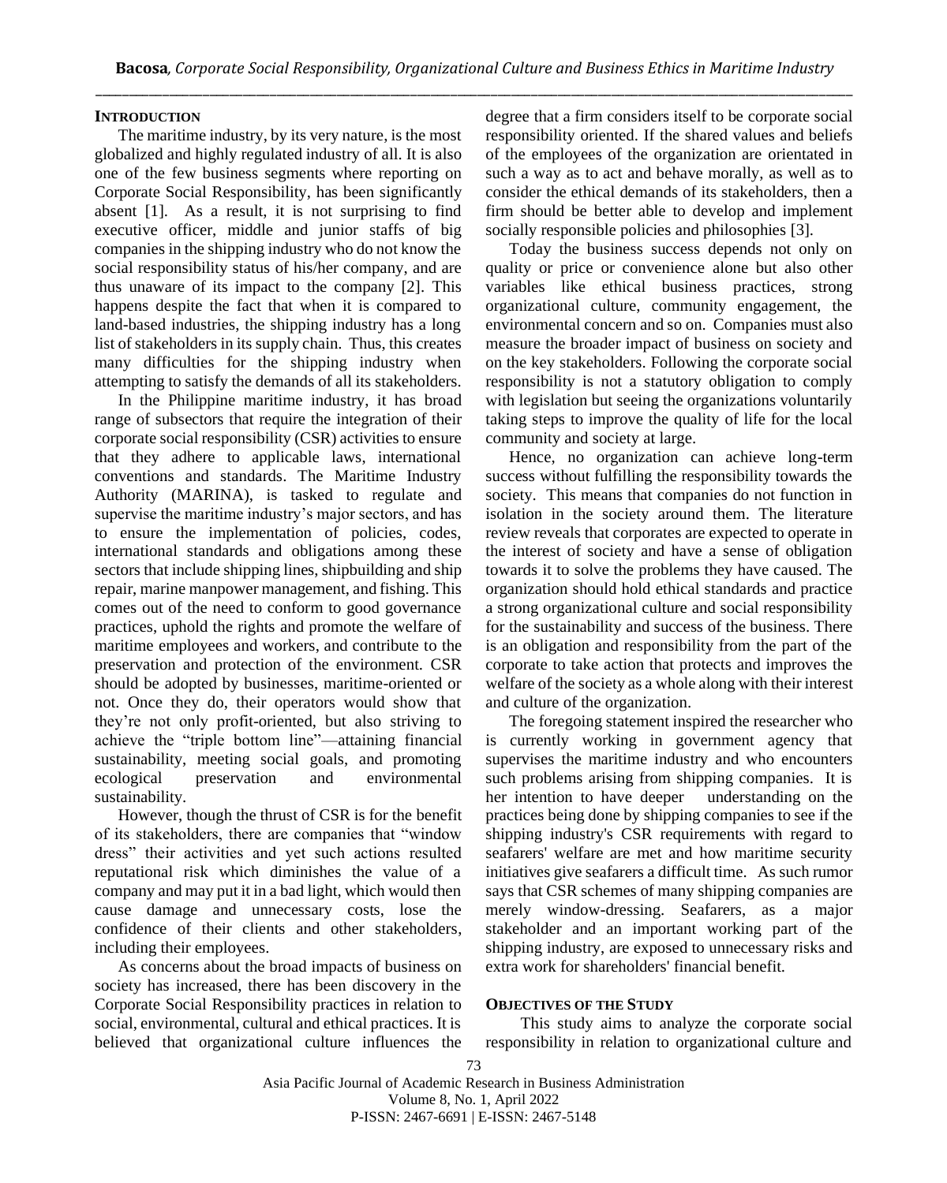## INTRODUCTION

The maritime industry, by its very nature, is the most globalized and highly regulated industry of all. It is also one of the few business segments where reporting on Corporate Social Responsibility, has been significantly absent [1]. As a result, it is not surprising to find executive officer, middle and junior staffs of big companies in the shipping industry who do not know the social responsibility status of his/her company, and are thus unaware of its impact to the company [2]. This happens despite the fact that when it is compared to land-based industries, the shipping industry has a long list of stakeholders in its supply chain. Thus, this creates many difficulties for the shipping industry when attempting to satisfy the demands of all its stakeholders.

In the Philippine maritime industry, it has broad range of subsectors that require the integration of their corporate social responsibility (CSR) activities to ensure that they adhere to applicable laws, international conventions and standards. The Maritime Industry Authority (MARINA), is tasked to regulate and supervise the maritime industry's major sectors, and has to ensure the implementation of policies, codes, international standards and obligations among these sectors that include shipping lines, shipbuilding and ship repair, marine manpower management, and fishing. This comes out of the need to conform to good governance practices, uphold the rights and promote the welfare of maritime employees and workers, and contribute to the preservation and protection of the environment. CSR should be adopted by businesses, maritime-oriented or not. Once they do, their operators would show that they're not only profit-oriented, but also striving to achieve the "triple bottom line"—attaining financial sustainability, meeting social goals, and promoting ecological preservation and environmental sustainability.

However, though the thrust of CSR is for the benefit of its stakeholders, there are companies that "window dress" their activities and yet such actions resulted reputational risk which diminishes the value of a company and may put it in a bad light, which would then cause damage and unnecessary costs, lose the confidence of their clients and other stakeholders, including their employees.

As concerns about the broad impacts of business on society has increased, there has been discovery in the Corporate Social Responsibility practices in relation to social, environmental, cultural and ethical practices. It is believed that organizational culture influences the degree that a firm considers itself to be corporate social responsibility oriented. If the shared values and beliefs of the employees of the organization are orientated in such a way as to act and behave morally, as well as to consider the ethical demands of its stakeholders, then a firm should be better able to develop and implement socially responsible policies and philosophies [3].

Today the business success depends not only on quality or price or convenience alone but also other variables like ethical business practices, strong organizational culture, community engagement, the environmental concern and so on. Companies must also measure the broader impact of business on society and on the key stakeholders. Following the corporate social responsibility is not a statutory obligation to comply with legislation but seeing the organizations voluntarily taking steps to improve the quality of life for the local community and society at large.

Hence, no organization can achieve long-term success without fulfilling the responsibility towards the society. This means that companies do not function in isolation in the society around them. The literature review reveals that corporates are expected to operate in the interest of society and have a sense of obligation towards it to solve the problems they have caused. The organization should hold ethical standards and practice a strong organizational culture and social responsibility for the sustainability and success of the business. There is an obligation and responsibility from the part of the corporate to take action that protects and improves the welfare of the society as a whole along with their interest and culture of the organization.

The foregoing statement inspired the researcher who is currently working in government agency that supervises the maritime industry and who encounters such problems arising from shipping companies. It is her intention to have deeper understanding on the practices being done by shipping companies to see if the shipping industry's CSR requirements with regard to seafarers' welfare are met and how maritime security initiatives give seafarers a difficult time. As such rumor says that CSR schemes of many shipping companies are merely window-dressing. Seafarers, as a major stakeholder and an important working part of the shipping industry, are exposed to unnecessary risks and extra work for shareholders' financial benefit.

## OBJECTIVES OF THE STUDY

This study aims to analyze the corporate social responsibility in relation to organizational culture and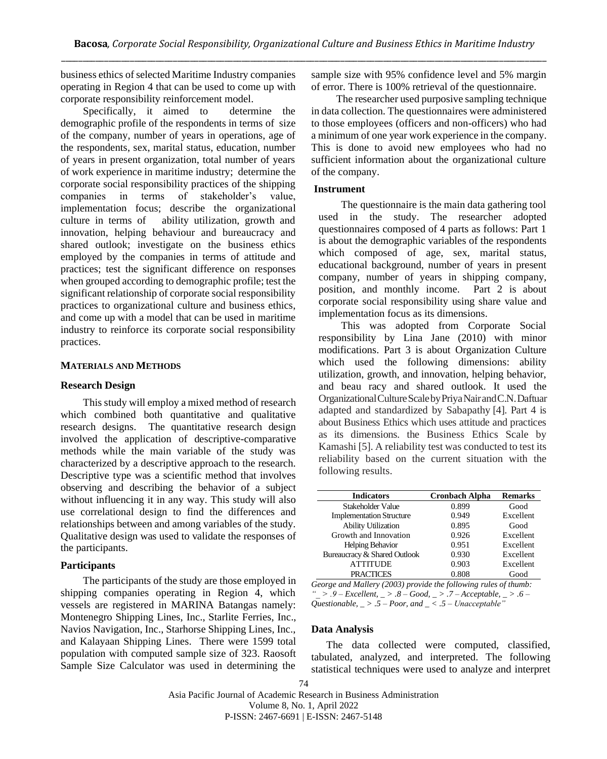business ethics of selected Maritime Industry companies operating in Region 4 that can be used to come up with corporate responsibility reinforcement model.

Specifically, it aimed to determine the demographic profile of the respondents in terms of size of the company, number of years in operations, age of the respondents, sex, marital status, education, number of years in present organization, total number of years of work experience in maritime industry; determine the corporate social responsibility practices of the shipping companies in terms of stakeholder's value, implementation focus; describe the organizational culture in terms of ability utilization, growth and innovation, helping behaviour and bureaucracy and shared outlook; investigate on the business ethics employed by the companies in terms of attitude and practices; test the significant difference on responses when grouped according to demographic profile; test the significant relationship of corporate social responsibility practices to organizational culture and business ethics, and come up with a model that can be used in maritime industry to reinforce its corporate social responsibility practices.

## MATERIALS AND METHODS

### Research Design

This study will employ a mixed method of research which combined both quantitative and qualitative research designs. The quantitative research design involved the application of descriptive-comparative methods while the main variable of the study was characterized by a descriptive approach to the research. Descriptive type was a scientific method that involves observing and describing the behavior of a subject without influencing it in any way. This study will also use correlational design to find the differences and relationships between and among variables of the study. Qualitative design was used to validate the responses of the participants.

### Participants

The participants of the study are those employed in shipping companies operating in Region 4, which vessels are registered in MARINA Batangas namely: Montenegro Shipping Lines, Inc., Starlite Ferries, Inc., Navios Navigation, Inc., Starhorse Shipping Lines, Inc., and Kalayaan Shipping Lines. There were 1599 total population with computed sample size of 323. Raosoft Sample Size Calculator was used in determining the sample size with 95% confidence level and 5% margin of error. There is 100% retrieval of the questionnaire.

The researcher used purposive sampling technique in data collection. The questionnaires were administered to those employees (officers and non-officers) who had a minimum of one year work experience in the company. This is done to avoid new employees who had no sufficient information about the organizational culture of the company.

### Instrument

The questionnaire is the main data gathering tool used in the study. The researcher adopted questionnaires composed of 4 parts as follows: Part 1 is about the demographic variables of the respondents which composed of age, sex, marital status, educational background, number of years in present company, number of years in shipping company, position, and monthly income. Part 2 is about corporate social responsibility using share value and implementation focus as its dimensions.

This was adopted from Corporate Social responsibility by Lina Jane (2010) with minor modifications. Part 3 is about Organization Culture which used the following dimensions: ability utilization, growth, and innovation, helping behavior, and beau racy and shared outlook. It used the Organizational Culture Scale by Priya Nair and C.N. Daftuar adapted and standardized by Sabapathy [4]. Part 4 is about Business Ethics which uses attitude and practices as its dimensions. the Business Ethics Scale by Kamashi [5]. A reliability test was conducted to test its reliability based on the current situation with the following results.

| Indicators | Cronbach Alpha | Remarks |
|---|---|---|
| Stakeholder Value | 0.899 | Good |
| Implementation Structure | 0.949 | Excellent |
| Ability Utilization | 0.895 | Good |
| Growth and Innovation | 0.926 | Excellent |
| Helping Behavior | 0.951 | Excellent |
| Bureaucracy & Shared Outlook | 0.930 | Excellent |
| ATTITUDE | 0.903 | Excellent |
| PRACTICES | 0.808 | Good |

*George and Mallery (2003) provide the following rules of thumb: "_ > .9 – Excellent, _ > .8 – Good, _ > .7 – Acceptable, _ > .6 – Questionable, _ > .5 – Poor, and _ < .5 – Unacceptable"*

### Data Analysis

The data collected were computed, classified, tabulated, analyzed, and interpreted. The following statistical techniques were used to analyze and interpret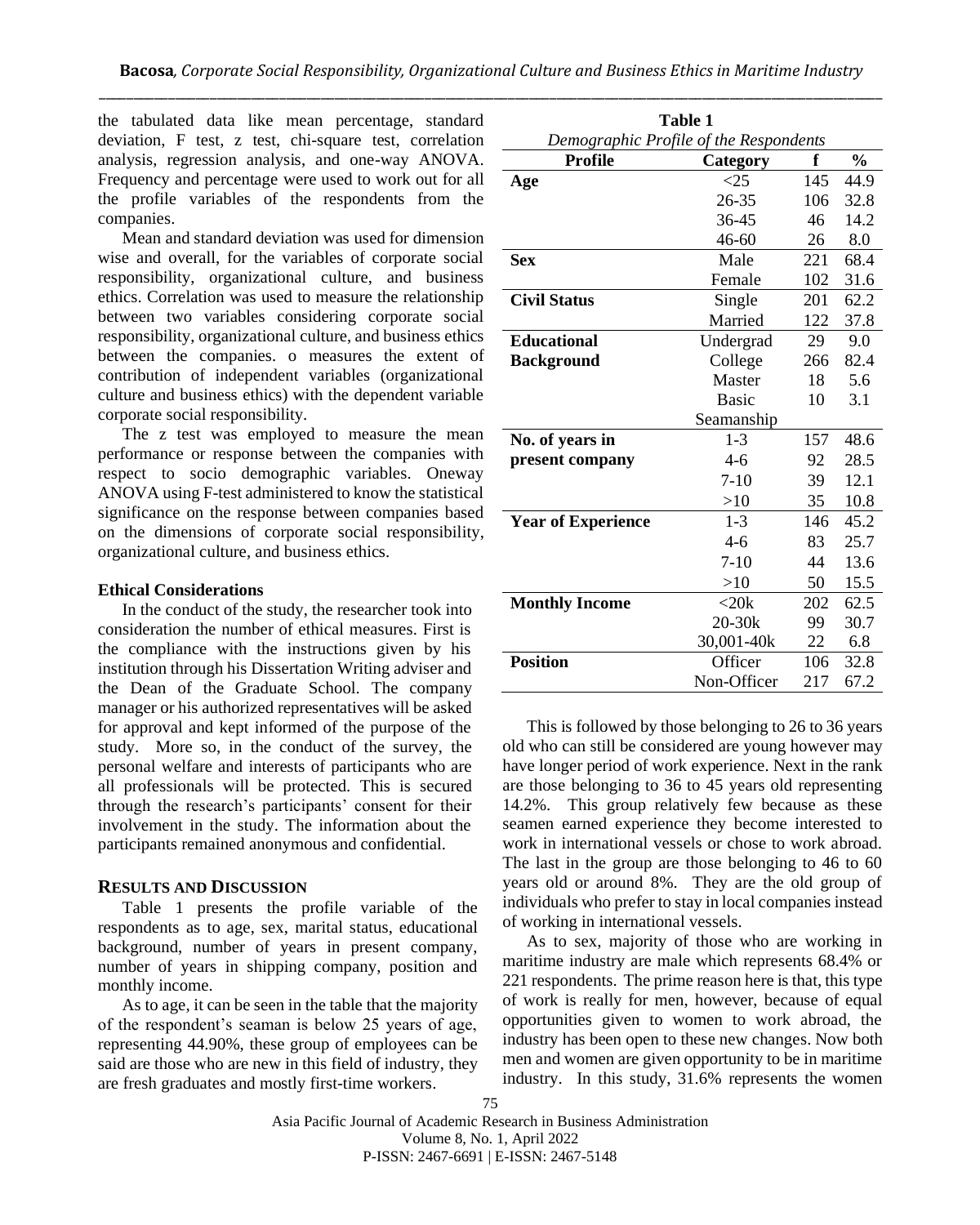the tabulated data like mean percentage, standard deviation, F test, z test, chi-square test, correlation analysis, regression analysis, and one-way ANOVA. Frequency and percentage were used to work out for all the profile variables of the respondents from the companies.

Mean and standard deviation was used for dimension wise and overall, for the variables of corporate social responsibility, organizational culture, and business ethics. Correlation was used to measure the relationship between two variables considering corporate social responsibility, organizational culture, and business ethics between the companies. o measures the extent of contribution of independent variables (organizational culture and business ethics) with the dependent variable corporate social responsibility.

The z test was employed to measure the mean performance or response between the companies with respect to socio demographic variables. Oneway ANOVA using F-test administered to know the statistical significance on the response between companies based on the dimensions of corporate social responsibility, organizational culture, and business ethics.

### Ethical Considerations

In the conduct of the study, the researcher took into consideration the number of ethical measures. First is the compliance with the instructions given by his institution through his Dissertation Writing adviser and the Dean of the Graduate School. The company manager or his authorized representatives will be asked for approval and kept informed of the purpose of the study. More so, in the conduct of the survey, the personal welfare and interests of participants who are all professionals will be protected. This is secured through the research's participants' consent for their involvement in the study. The information about the participants remained anonymous and confidential.

## Results and Discussion

Table 1 presents the profile variable of the respondents as to age, sex, marital status, educational background, number of years in present company, number of years in shipping company, position and monthly income.

**Table 1**
*Demographic Profile of the Respondents*

| Profile | Category | f | % |
|---|---|---|---|
| **Age** | <25 | 145 | 44.9 |
| | 26-35 | 106 | 32.8 |
| | 36-45 | 46 | 14.2 |
| | 46-60 | 26 | 8.0 |
| **Sex** | Male | 221 | 68.4 |
| | Female | 102 | 31.6 |
| **Civil Status** | Single | 201 | 62.2 |
| | Married | 122 | 37.8 |
| **Educational Background** | Undergrad | 29 | 9.0 |
| | College | 266 | 82.4 |
| | Master | 18 | 5.6 |
| | Basic Seamanship | 10 | 3.1 |
| **No. of years in present company** | 1-3 | 157 | 48.6 |
| | 4-6 | 92 | 28.5 |
| | 7-10 | 39 | 12.1 |
| | >10 | 35 | 10.8 |
| **Year of Experience** | 1-3 | 146 | 45.2 |
| | 4-6 | 83 | 25.7 |
| | 7-10 | 44 | 13.6 |
| | >10 | 50 | 15.5 |
| **Monthly Income** | <20k | 202 | 62.5 |
| | 20-30k | 99 | 30.7 |
| | 30,001-40k | 22 | 6.8 |
| **Position** | Officer | 106 | 32.8 |
| | Non-Officer | 217 | 67.2 |

As to age, it can be seen in the table that the majority of the respondent's seaman is below 25 years of age, representing 44.90%, these group of employees can be said are those who are new in this field of industry, they are fresh graduates and mostly first-time workers.

This is followed by those belonging to 26 to 36 years old who can still be considered are young however may have longer period of work experience. Next in the rank are those belonging to 36 to 45 years old representing 14.2%. This group relatively few because as these seamen earned experience they become interested to work in international vessels or chose to work abroad. The last in the group are those belonging to 46 to 60 years old or around 8%. They are the old group of individuals who prefer to stay in local companies instead of working in international vessels.

As to sex, majority of those who are working in maritime industry are male which represents 68.4% or 221 respondents. The prime reason here is that, this type of work is really for men, however, because of equal opportunities given to women to work abroad, the industry has been open to these new changes. Now both men and women are given opportunity to be in maritime industry. In this study, 31.6% represents the women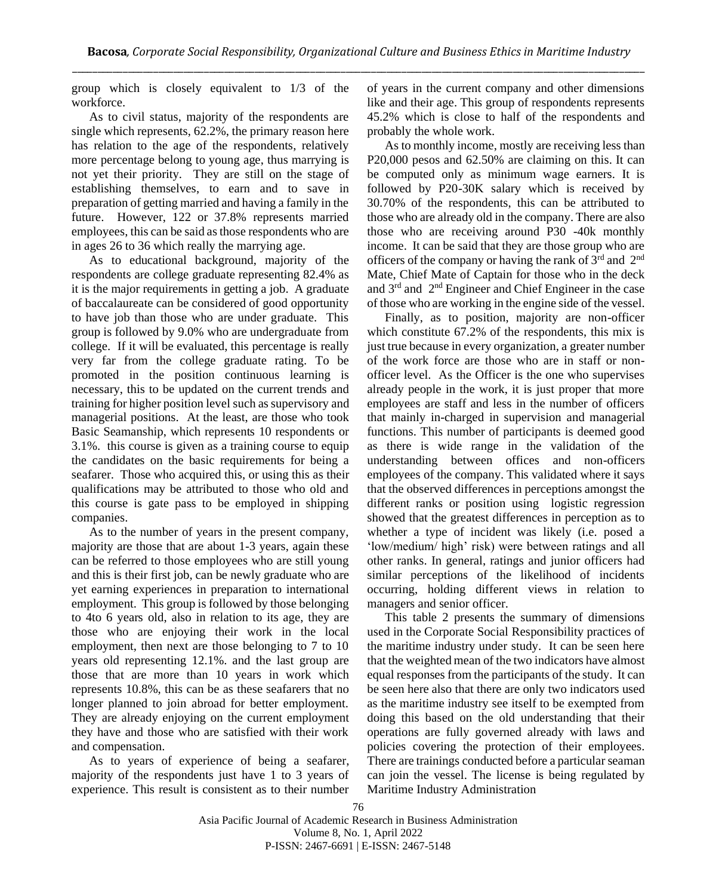group which is closely equivalent to 1/3 of the workforce.

As to civil status, majority of the respondents are single which represents, 62.2%, the primary reason here has relation to the age of the respondents, relatively more percentage belong to young age, thus marrying is not yet their priority. They are still on the stage of establishing themselves, to earn and to save in preparation of getting married and having a family in the future. However, 122 or 37.8% represents married employees, this can be said as those respondents who are in ages 26 to 36 which really the marrying age.

As to educational background, majority of the respondents are college graduate representing 82.4% as it is the major requirements in getting a job. A graduate of baccalaureate can be considered of good opportunity to have job than those who are under graduate. This group is followed by 9.0% who are undergraduate from college. If it will be evaluated, this percentage is really very far from the college graduate rating. To be promoted in the position continuous learning is necessary, this to be updated on the current trends and training for higher position level such as supervisory and managerial positions. At the least, are those who took Basic Seamanship, which represents 10 respondents or 3.1%. this course is given as a training course to equip the candidates on the basic requirements for being a seafarer. Those who acquired this, or using this as their qualifications may be attributed to those who old and this course is gate pass to be employed in shipping companies.

As to the number of years in the present company, majority are those that are about 1-3 years, again these can be referred to those employees who are still young and this is their first job, can be newly graduate who are yet earning experiences in preparation to international employment. This group is followed by those belonging to 4to 6 years old, also in relation to its age, they are those who are enjoying their work in the local employment, then next are those belonging to 7 to 10 years old representing 12.1%. and the last group are those that are more than 10 years in work which represents 10.8%, this can be as these seafarers that no longer planned to join abroad for better employment. They are already enjoying on the current employment they have and those who are satisfied with their work and compensation.

As to years of experience of being a seafarer, majority of the respondents just have 1 to 3 years of experience. This result is consistent as to their number of years in the current company and other dimensions like and their age. This group of respondents represents 45.2% which is close to half of the respondents and probably the whole work.

As to monthly income, mostly are receiving less than P20,000 pesos and 62.50% are claiming on this. It can be computed only as minimum wage earners. It is followed by P20-30K salary which is received by 30.70% of the respondents, this can be attributed to those who are already old in the company. There are also those who are receiving around P30 -40k monthly income. It can be said that they are those group who are officers of the company or having the rank of 3rd and 2nd Mate, Chief Mate of Captain for those who in the deck and 3rd and 2nd Engineer and Chief Engineer in the case of those who are working in the engine side of the vessel.

Finally, as to position, majority are non-officer which constitute 67.2% of the respondents, this mix is just true because in every organization, a greater number of the work force are those who are in staff or non-officer level. As the Officer is the one who supervises already people in the work, it is just proper that more employees are staff and less in the number of officers that mainly in-charged in supervision and managerial functions. This number of participants is deemed good as there is wide range in the validation of the understanding between offices and non-officers employees of the company. This validated where it says that the observed differences in perceptions amongst the different ranks or position using logistic regression showed that the greatest differences in perception as to whether a type of incident was likely (i.e. posed a 'low/medium/ high' risk) were between ratings and all other ranks. In general, ratings and junior officers had similar perceptions of the likelihood of incidents occurring, holding different views in relation to managers and senior officer.

This table 2 presents the summary of dimensions used in the Corporate Social Responsibility practices of the maritime industry under study. It can be seen here that the weighted mean of the two indicators have almost equal responses from the participants of the study. It can be seen here also that there are only two indicators used as the maritime industry see itself to be exempted from doing this based on the old understanding that their operations are fully governed already with laws and policies covering the protection of their employees. There are trainings conducted before a particular seaman can join the vessel. The license is being regulated by Maritime Industry Administration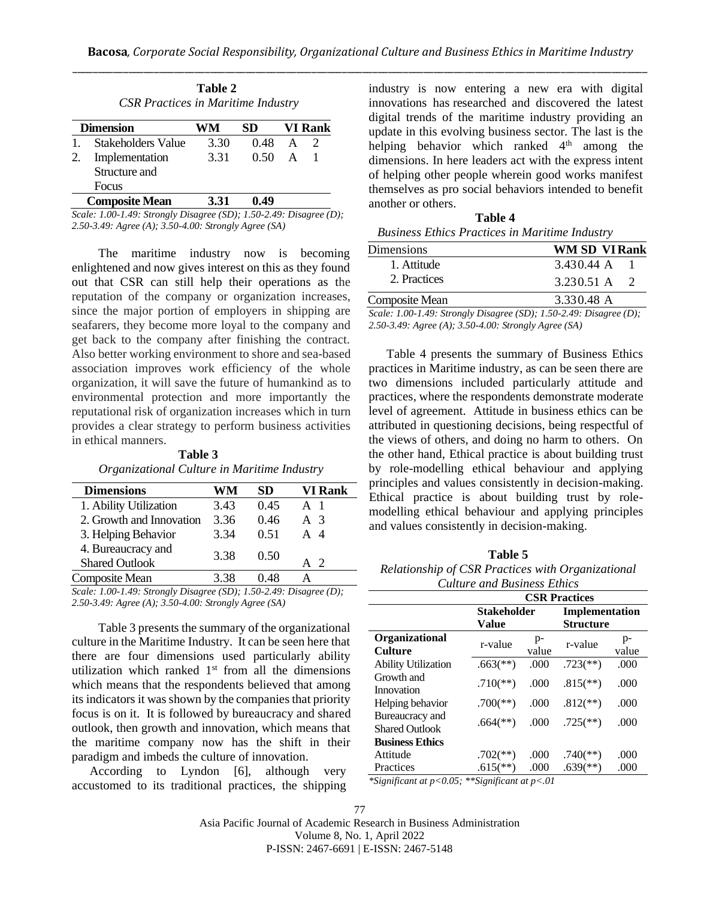**Table 2**
*CSR Practices in Maritime Industry*

| Dimension | WM | SD | VI | Rank |
|---|---|---|---|---|
| 1. Stakeholders Value | 3.30 | 0.48 | A | 2 |
| 2. Implementation Structure and Focus | 3.31 | 0.50 | A | 1 |
| **Composite Mean** | **3.31** | **0.49** | | |

*Scale: 1.00-1.49: Strongly Disagree (SD); 1.50-2.49: Disagree (D); 2.50-3.49: Agree (A); 3.50-4.00: Strongly Agree (SA)*

The maritime industry now is becoming enlightened and now gives interest on this as they found out that CSR can still help their operations as the reputation of the company or organization increases, since the major portion of employers in shipping are seafarers, they become more loyal to the company and get back to the company after finishing the contract. Also better working environment to shore and sea-based association improves work efficiency of the whole organization, it will save the future of humankind as to environmental protection and more importantly the reputational risk of organization increases which in turn provides a clear strategy to perform business activities in ethical manners.

**Table 3**
*Organizational Culture in Maritime Industry*

| Dimensions | WM | SD | VI | Rank |
|---|---|---|---|---|
| 1. Ability Utilization | 3.43 | 0.45 | A | 1 |
| 2. Growth and Innovation | 3.36 | 0.46 | A | 3 |
| 3. Helping Behavior | 3.34 | 0.51 | A | 4 |
| 4. Bureaucracy and Shared Outlook | 3.38 | 0.50 | A | 2 |
| Composite Mean | 3.38 | 0.48 | A | |

*Scale: 1.00-1.49: Strongly Disagree (SD); 1.50-2.49: Disagree (D); 2.50-3.49: Agree (A); 3.50-4.00: Strongly Agree (SA)*

Table 3 presents the summary of the organizational culture in the Maritime Industry. It can be seen here that there are four dimensions used particularly ability utilization which ranked 1st from all the dimensions which means that the respondents believed that among its indicators it was shown by the companies that priority focus is on it. It is followed by bureaucracy and shared outlook, then growth and innovation, which means that the maritime company now has the shift in their paradigm and imbeds the culture of innovation.

According to Lyndon [6], although very accustomed to its traditional practices, the shipping industry is now entering a new era with digital innovations has researched and discovered the latest digital trends of the maritime industry providing an update in this evolving business sector. The last is the helping behavior which ranked 4th among the dimensions. In here leaders act with the express intent of helping other people wherein good works manifest themselves as pro social behaviors intended to benefit another or others.

**Table 4**
*Business Ethics Practices in Maritime Industry*

| Dimensions | WM | SD | VI | Rank |
|---|---|---|---|---|
| 1. Attitude | 3.43 | 0.44 | A | 1 |
| 2. Practices | 3.23 | 0.51 | A | 2 |
| Composite Mean | 3.33 | 0.48 | A | |

*Scale: 1.00-1.49: Strongly Disagree (SD); 1.50-2.49: Disagree (D); 2.50-3.49: Agree (A); 3.50-4.00: Strongly Agree (SA)*

Table 4 presents the summary of Business Ethics practices in Maritime industry, as can be seen there are two dimensions included particularly attitude and practices, where the respondents demonstrate moderate level of agreement. Attitude in business ethics can be attributed in questioning decisions, being respectful of the views of others, and doing no harm to others. On the other hand, Ethical practice is about building trust by role-modelling ethical behaviour and applying principles and values consistently in decision-making. Ethical practice is about building trust by role-modelling ethical behaviour and applying principles and values consistently in decision-making.

**Table 5**
*Relationship of CSR Practices with Organizational Culture and Business Ethics*

| | CSR Practices | | | |
|---|---|---|---|---|
| | **Stakeholder Value** | | **Implementation Structure** | |
| **Organizational Culture** | r-value | p-value | r-value | p-value |
| Ability Utilization | .663(**) | .000 | .723(**) | .000 |
| Growth and Innovation | .710(**) | .000 | .815(**) | .000 |
| Helping behavior | .700(**) | .000 | .812(**) | .000 |
| Bureaucracy and Shared Outlook | .664(**) | .000 | .725(**) | .000 |
| **Business Ethics** | | | | |
| Attitude | .702(**) | .000 | .740(**) | .000 |
| Practices | .615(**) | .000 | .639(**) | .000 |

*\*Significant at p<0.05; \*\*Significant at p<.01*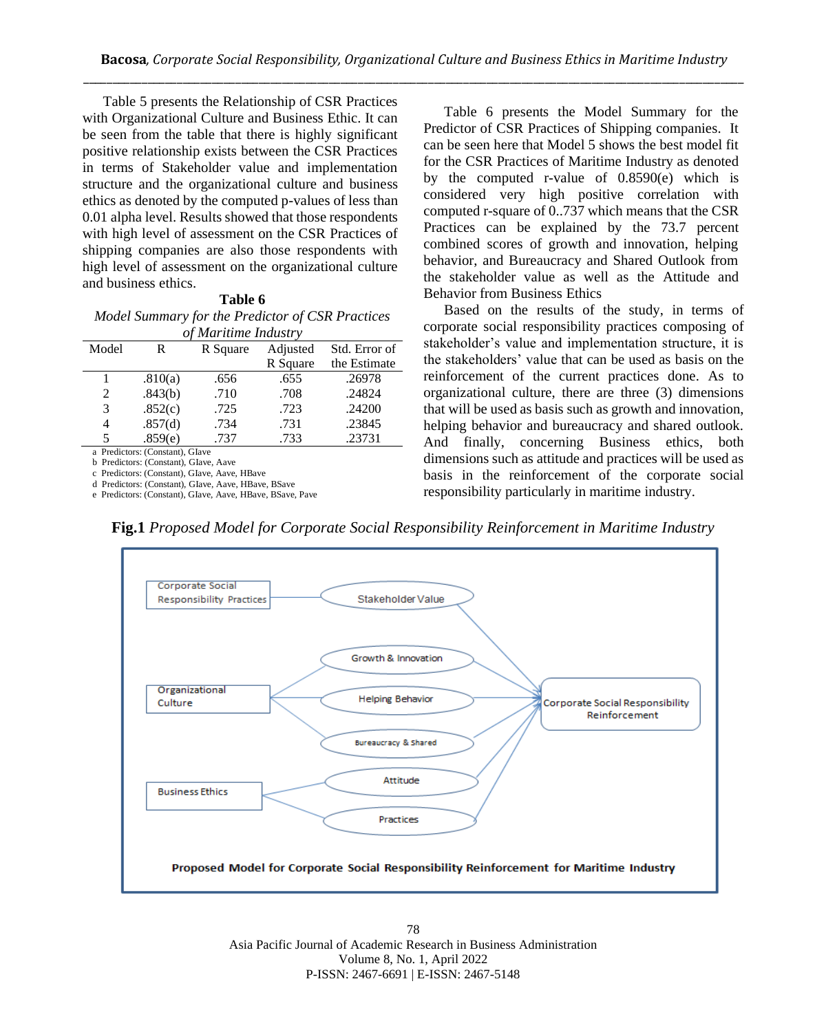Table 5 presents the Relationship of CSR Practices with Organizational Culture and Business Ethic. It can be seen from the table that there is highly significant positive relationship exists between the CSR Practices in terms of Stakeholder value and implementation structure and the organizational culture and business ethics as denoted by the computed p-values of less than 0.01 alpha level. Results showed that those respondents with high level of assessment on the CSR Practices of shipping companies are also those respondents with high level of assessment on the organizational culture and business ethics.

**Table 6**

*Model Summary for the Predictor of CSR Practices of Maritime Industry*

| Model | R | R Square | Adjusted R Square | Std. Error of the Estimate |
|---|---|---|---|---|
| 1 | .810(a) | .656 | .655 | .26978 |
| 2 | .843(b) | .710 | .708 | .24824 |
| 3 | .852(c) | .725 | .723 | .24200 |
| 4 | .857(d) | .734 | .731 | .23845 |
| 5 | .859(e) | .737 | .733 | .23731 |

a Predictors: (Constant), GIave
b Predictors: (Constant), GIave, Aave
c Predictors: (Constant), GIave, Aave, HBave
d Predictors: (Constant), GIave, Aave, HBave, BSave
e Predictors: (Constant), GIave, Aave, HBave, BSave, Pave

Table 6 presents the Model Summary for the Predictor of CSR Practices of Shipping companies. It can be seen here that Model 5 shows the best model fit for the CSR Practices of Maritime Industry as denoted by the computed r-value of 0.8590(e) which is considered very high positive correlation with computed r-square of 0..737 which means that the CSR Practices can be explained by the 73.7 percent combined scores of growth and innovation, helping behavior, and Bureaucracy and Shared Outlook from the stakeholder value as well as the Attitude and Behavior from Business Ethics

Based on the results of the study, in terms of corporate social responsibility practices composing of stakeholder's value and implementation structure, it is the stakeholders' value that can be used as basis on the reinforcement of the current practices done. As to organizational culture, there are three (3) dimensions that will be used as basis such as growth and innovation, helping behavior and bureaucracy and shared outlook. And finally, concerning Business ethics, both dimensions such as attitude and practices will be used as basis in the reinforcement of the corporate social responsibility particularly in maritime industry.

**Fig.1** *Proposed Model for Corporate Social Responsibility Reinforcement in Maritime Industry*

Corporate Social Responsibility Practices — Stakeholder Value

Organizational Culture — Growth & Innovation; Helping Behavior; Bureaucracy & Shared

Business Ethics — Attitude; Practices

→ Corporate Social Responsibility Reinforcement

**Proposed Model for Corporate Social Responsibility Reinforcement for Maritime Industry**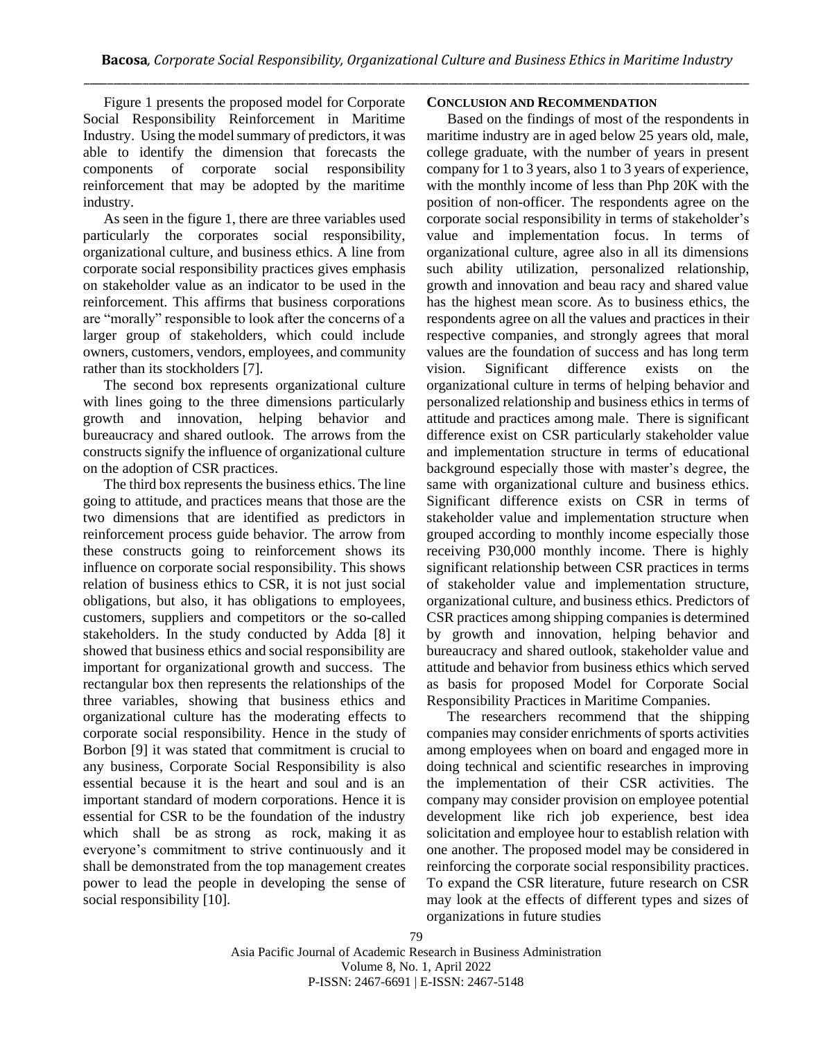Figure 1 presents the proposed model for Corporate Social Responsibility Reinforcement in Maritime Industry. Using the model summary of predictors, it was able to identify the dimension that forecasts the components of corporate social responsibility reinforcement that may be adopted by the maritime industry.

As seen in the figure 1, there are three variables used particularly the corporates social responsibility, organizational culture, and business ethics. A line from corporate social responsibility practices gives emphasis on stakeholder value as an indicator to be used in the reinforcement. This affirms that business corporations are "morally" responsible to look after the concerns of a larger group of stakeholders, which could include owners, customers, vendors, employees, and community rather than its stockholders [7].

The second box represents organizational culture with lines going to the three dimensions particularly growth and innovation, helping behavior and bureaucracy and shared outlook. The arrows from the constructs signify the influence of organizational culture on the adoption of CSR practices.

The third box represents the business ethics. The line going to attitude, and practices means that those are the two dimensions that are identified as predictors in reinforcement process guide behavior. The arrow from these constructs going to reinforcement shows its influence on corporate social responsibility. This shows relation of business ethics to CSR, it is not just social obligations, but also, it has obligations to employees, customers, suppliers and competitors or the so-called stakeholders. In the study conducted by Adda [8] it showed that business ethics and social responsibility are important for organizational growth and success. The rectangular box then represents the relationships of the three variables, showing that business ethics and organizational culture has the moderating effects to corporate social responsibility. Hence in the study of Borbon [9] it was stated that commitment is crucial to any business, Corporate Social Responsibility is also essential because it is the heart and soul and is an important standard of modern corporations. Hence it is essential for CSR to be the foundation of the industry which shall be as strong as rock, making it as everyone's commitment to strive continuously and it shall be demonstrated from the top management creates power to lead the people in developing the sense of social responsibility [10].

## CONCLUSION AND RECOMMENDATION

Based on the findings of most of the respondents in maritime industry are in aged below 25 years old, male, college graduate, with the number of years in present company for 1 to 3 years, also 1 to 3 years of experience, with the monthly income of less than Php 20K with the position of non-officer. The respondents agree on the corporate social responsibility in terms of stakeholder's value and implementation focus. In terms of organizational culture, agree also in all its dimensions such ability utilization, personalized relationship, growth and innovation and beau racy and shared value has the highest mean score. As to business ethics, the respondents agree on all the values and practices in their respective companies, and strongly agrees that moral values are the foundation of success and has long term vision. Significant difference exists on the organizational culture in terms of helping behavior and personalized relationship and business ethics in terms of attitude and practices among male. There is significant difference exist on CSR particularly stakeholder value and implementation structure in terms of educational background especially those with master's degree, the same with organizational culture and business ethics. Significant difference exists on CSR in terms of stakeholder value and implementation structure when grouped according to monthly income especially those receiving P30,000 monthly income. There is highly significant relationship between CSR practices in terms of stakeholder value and implementation structure, organizational culture, and business ethics. Predictors of CSR practices among shipping companies is determined by growth and innovation, helping behavior and bureaucracy and shared outlook, stakeholder value and attitude and behavior from business ethics which served as basis for proposed Model for Corporate Social Responsibility Practices in Maritime Companies.

The researchers recommend that the shipping companies may consider enrichments of sports activities among employees when on board and engaged more in doing technical and scientific researches in improving the implementation of their CSR activities. The company may consider provision on employee potential development like rich job experience, best idea solicitation and employee hour to establish relation with one another. The proposed model may be considered in reinforcing the corporate social responsibility practices. To expand the CSR literature, future research on CSR may look at the effects of different types and sizes of organizations in future studies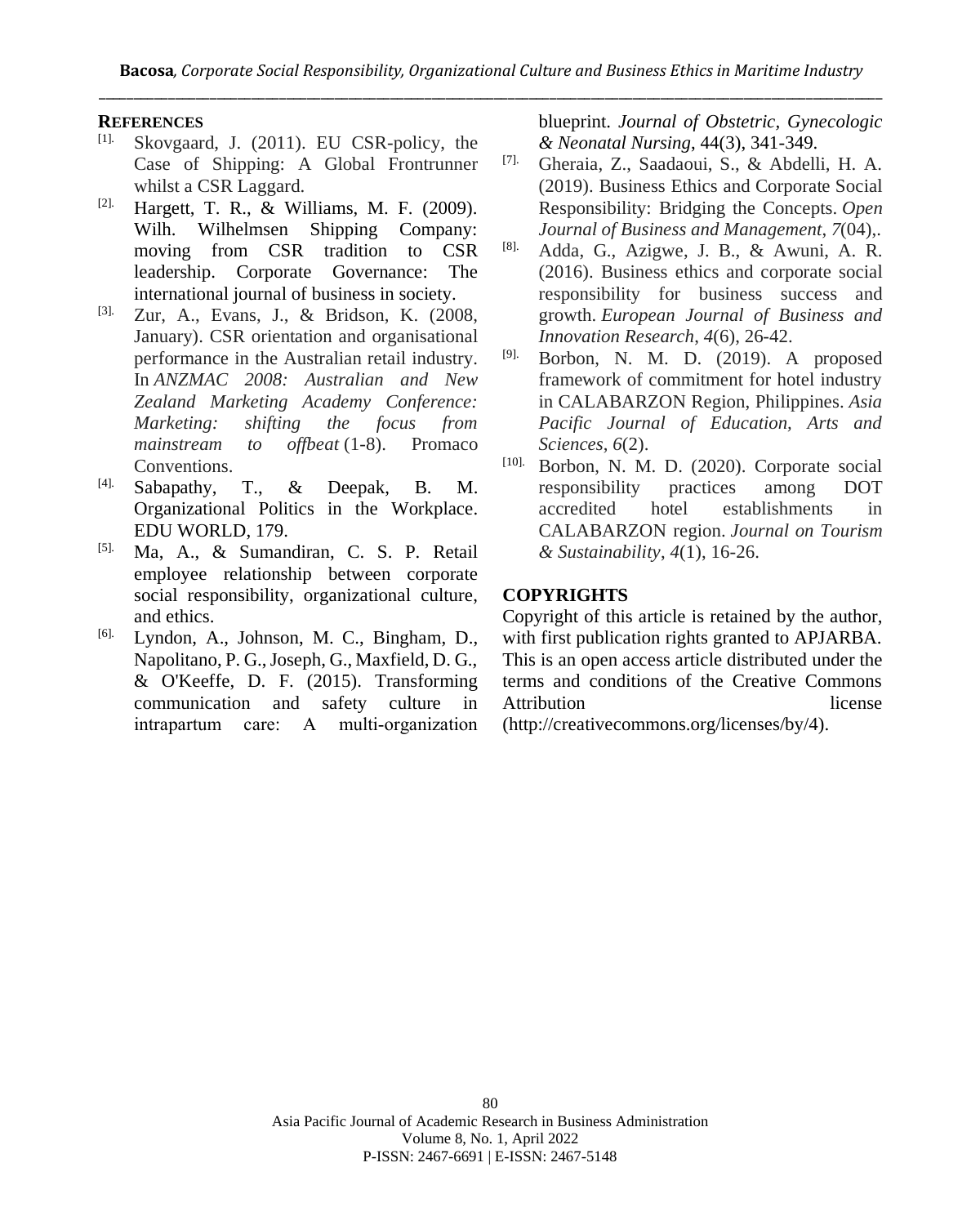## REFERENCES

[1]. Skovgaard, J. (2011). EU CSR-policy, the Case of Shipping: A Global Frontrunner whilst a CSR Laggard.

[2]. Hargett, T. R., & Williams, M. F. (2009). Wilh. Wilhelmsen Shipping Company: moving from CSR tradition to CSR leadership. Corporate Governance: The international journal of business in society.

[3]. Zur, A., Evans, J., & Bridson, K. (2008, January). CSR orientation and organisational performance in the Australian retail industry. In *ANZMAC 2008: Australian and New Zealand Marketing Academy Conference: Marketing: shifting the focus from mainstream to offbeat* (1-8). Promaco Conventions.

[4]. Sabapathy, T., & Deepak, B. M. Organizational Politics in the Workplace. EDU WORLD, 179.

[5]. Ma, A., & Sumandiran, C. S. P. Retail employee relationship between corporate social responsibility, organizational culture, and ethics.

[6]. Lyndon, A., Johnson, M. C., Bingham, D., Napolitano, P. G., Joseph, G., Maxfield, D. G., & O'Keeffe, D. F. (2015). Transforming communication and safety culture in intrapartum care: A multi-organization blueprint. *Journal of Obstetric, Gynecologic & Neonatal Nursing*, 44(3), 341-349.

[7]. Gheraia, Z., Saadaoui, S., & Abdelli, H. A. (2019). Business Ethics and Corporate Social Responsibility: Bridging the Concepts. *Open Journal of Business and Management*, *7*(04),.

[8]. Adda, G., Azigwe, J. B., & Awuni, A. R. (2016). Business ethics and corporate social responsibility for business success and growth. *European Journal of Business and Innovation Research*, *4*(6), 26-42.

[9]. Borbon, N. M. D. (2019). A proposed framework of commitment for hotel industry in CALABARZON Region, Philippines. *Asia Pacific Journal of Education, Arts and Sciences*, *6*(2).

[10]. Borbon, N. M. D. (2020). Corporate social responsibility practices among DOT accredited hotel establishments in CALABARZON region. *Journal on Tourism & Sustainability*, *4*(1), 16-26.

## COPYRIGHTS

Copyright of this article is retained by the author, with first publication rights granted to APJARBA. This is an open access article distributed under the terms and conditions of the Creative Commons Attribution license (http://creativecommons.org/licenses/by/4).